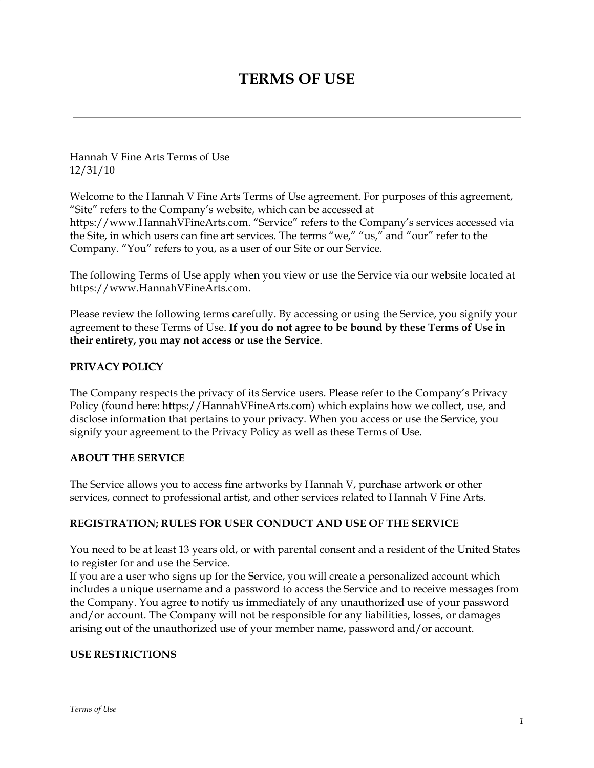# TERMS OF USE

---

Hannah V Fine Arts Terms of Use
12/31/10

Welcome to the Hannah V Fine Arts Terms of Use agreement. For purposes of this agreement, "Site" refers to the Company's website, which can be accessed at https://www.HannahVFineArts.com. "Service" refers to the Company's services accessed via the Site, in which users can fine art services. The terms "we," "us," and "our" refer to the Company. "You" refers to you, as a user of our Site or our Service.

The following Terms of Use apply when you view or use the Service via our website located at https://www.HannahVFineArts.com.

Please review the following terms carefully. By accessing or using the Service, you signify your agreement to these Terms of Use. **If you do not agree to be bound by these Terms of Use in their entirety, you may not access or use the Service**.

**PRIVACY POLICY**

The Company respects the privacy of its Service users. Please refer to the Company's Privacy Policy (found here: https://HannahVFineArts.com) which explains how we collect, use, and disclose information that pertains to your privacy. When you access or use the Service, you signify your agreement to the Privacy Policy as well as these Terms of Use.

**ABOUT THE SERVICE**

The Service allows you to access fine artworks by Hannah V, purchase artwork or other services, connect to professional artist, and other services related to Hannah V Fine Arts.

**REGISTRATION; RULES FOR USER CONDUCT AND USE OF THE SERVICE**

You need to be at least 13 years old, or with parental consent and a resident of the United States to register for and use the Service.
If you are a user who signs up for the Service, you will create a personalized account which includes a unique username and a password to access the Service and to receive messages from the Company. You agree to notify us immediately of any unauthorized use of your password and/or account. The Company will not be responsible for any liabilities, losses, or damages arising out of the unauthorized use of your member name, password and/or account.

**USE RESTRICTIONS**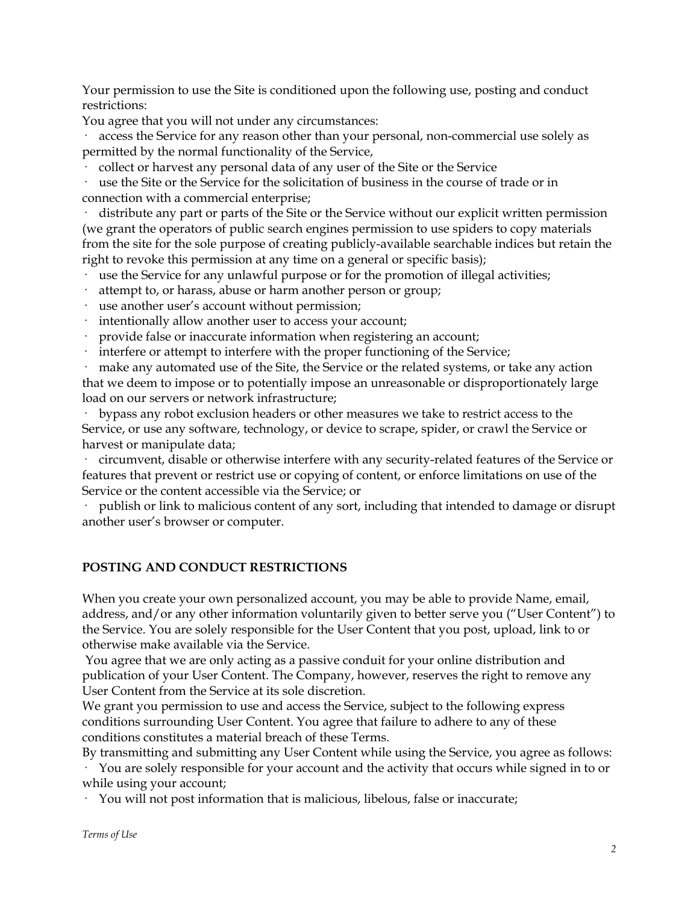Your permission to use the Site is conditioned upon the following use, posting and conduct restrictions:

You agree that you will not under any circumstances:

- access the Service for any reason other than your personal, non-commercial use solely as permitted by the normal functionality of the Service,
- collect or harvest any personal data of any user of the Site or the Service
- use the Site or the Service for the solicitation of business in the course of trade or in connection with a commercial enterprise;
- distribute any part or parts of the Site or the Service without our explicit written permission (we grant the operators of public search engines permission to use spiders to copy materials from the site for the sole purpose of creating publicly-available searchable indices but retain the right to revoke this permission at any time on a general or specific basis);
- use the Service for any unlawful purpose or for the promotion of illegal activities;
- attempt to, or harass, abuse or harm another person or group;
- use another user's account without permission;
- intentionally allow another user to access your account;
- provide false or inaccurate information when registering an account;
- interfere or attempt to interfere with the proper functioning of the Service;
- make any automated use of the Site, the Service or the related systems, or take any action that we deem to impose or to potentially impose an unreasonable or disproportionately large load on our servers or network infrastructure;
- bypass any robot exclusion headers or other measures we take to restrict access to the Service, or use any software, technology, or device to scrape, spider, or crawl the Service or harvest or manipulate data;
- circumvent, disable or otherwise interfere with any security-related features of the Service or features that prevent or restrict use or copying of content, or enforce limitations on use of the Service or the content accessible via the Service; or
- publish or link to malicious content of any sort, including that intended to damage or disrupt another user's browser or computer.

**POSTING AND CONDUCT RESTRICTIONS**

When you create your own personalized account, you may be able to provide Name, email, address, and/or any other information voluntarily given to better serve you ("User Content") to the Service. You are solely responsible for the User Content that you post, upload, link to or otherwise make available via the Service.

You agree that we are only acting as a passive conduit for your online distribution and publication of your User Content. The Company, however, reserves the right to remove any User Content from the Service at its sole discretion.

We grant you permission to use and access the Service, subject to the following express conditions surrounding User Content. You agree that failure to adhere to any of these conditions constitutes a material breach of these Terms.

By transmitting and submitting any User Content while using the Service, you agree as follows:

- You are solely responsible for your account and the activity that occurs while signed in to or while using your account;
- You will not post information that is malicious, libelous, false or inaccurate;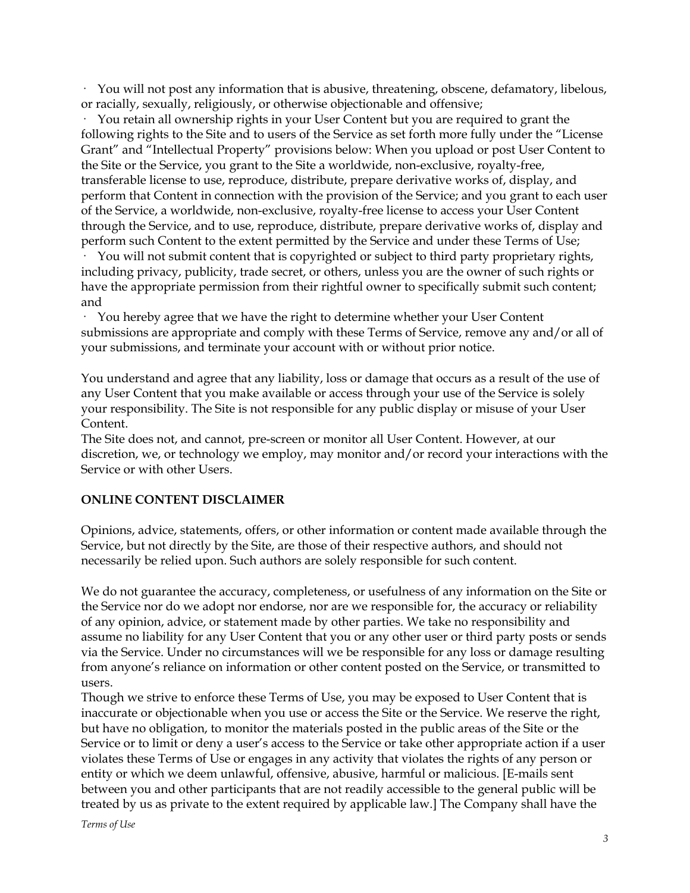- You will not post any information that is abusive, threatening, obscene, defamatory, libelous, or racially, sexually, religiously, or otherwise objectionable and offensive;
- You retain all ownership rights in your User Content but you are required to grant the following rights to the Site and to users of the Service as set forth more fully under the "License Grant" and "Intellectual Property" provisions below: When you upload or post User Content to the Site or the Service, you grant to the Site a worldwide, non-exclusive, royalty-free, transferable license to use, reproduce, distribute, prepare derivative works of, display, and perform that Content in connection with the provision of the Service; and you grant to each user of the Service, a worldwide, non-exclusive, royalty-free license to access your User Content through the Service, and to use, reproduce, distribute, prepare derivative works of, display and perform such Content to the extent permitted by the Service and under these Terms of Use;
- You will not submit content that is copyrighted or subject to third party proprietary rights, including privacy, publicity, trade secret, or others, unless you are the owner of such rights or have the appropriate permission from their rightful owner to specifically submit such content; and
- You hereby agree that we have the right to determine whether your User Content submissions are appropriate and comply with these Terms of Service, remove any and/or all of your submissions, and terminate your account with or without prior notice.

You understand and agree that any liability, loss or damage that occurs as a result of the use of any User Content that you make available or access through your use of the Service is solely your responsibility. The Site is not responsible for any public display or misuse of your User Content.

The Site does not, and cannot, pre-screen or monitor all User Content. However, at our discretion, we, or technology we employ, may monitor and/or record your interactions with the Service or with other Users.

**ONLINE CONTENT DISCLAIMER**

Opinions, advice, statements, offers, or other information or content made available through the Service, but not directly by the Site, are those of their respective authors, and should not necessarily be relied upon. Such authors are solely responsible for such content.

We do not guarantee the accuracy, completeness, or usefulness of any information on the Site or the Service nor do we adopt nor endorse, nor are we responsible for, the accuracy or reliability of any opinion, advice, or statement made by other parties. We take no responsibility and assume no liability for any User Content that you or any other user or third party posts or sends via the Service. Under no circumstances will we be responsible for any loss or damage resulting from anyone's reliance on information or other content posted on the Service, or transmitted to users.

Though we strive to enforce these Terms of Use, you may be exposed to User Content that is inaccurate or objectionable when you use or access the Site or the Service. We reserve the right, but have no obligation, to monitor the materials posted in the public areas of the Site or the Service or to limit or deny a user's access to the Service or take other appropriate action if a user violates these Terms of Use or engages in any activity that violates the rights of any person or entity or which we deem unlawful, offensive, abusive, harmful or malicious. [E-mails sent between you and other participants that are not readily accessible to the general public will be treated by us as private to the extent required by applicable law.] The Company shall have the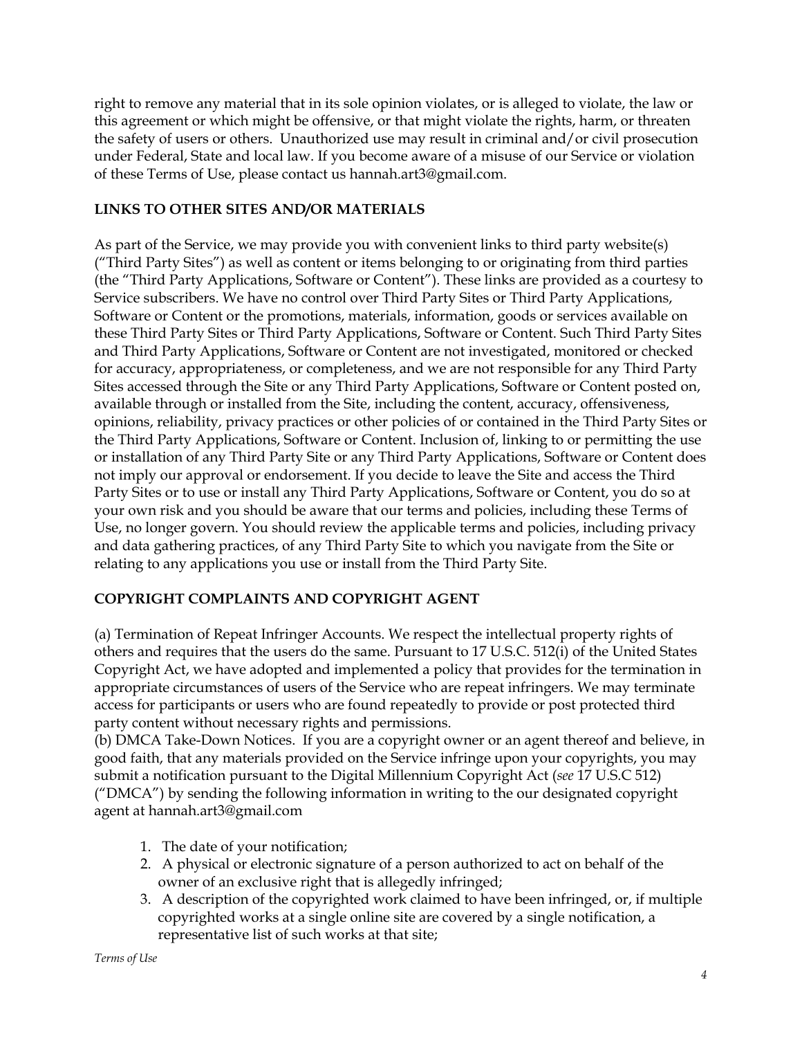right to remove any material that in its sole opinion violates, or is alleged to violate, the law or this agreement or which might be offensive, or that might violate the rights, harm, or threaten the safety of users or others. Unauthorized use may result in criminal and/or civil prosecution under Federal, State and local law. If you become aware of a misuse of our Service or violation of these Terms of Use, please contact us hannah.art3@gmail.com.

**LINKS TO OTHER SITES AND/OR MATERIALS**

As part of the Service, we may provide you with convenient links to third party website(s) ("Third Party Sites") as well as content or items belonging to or originating from third parties (the "Third Party Applications, Software or Content"). These links are provided as a courtesy to Service subscribers. We have no control over Third Party Sites or Third Party Applications, Software or Content or the promotions, materials, information, goods or services available on these Third Party Sites or Third Party Applications, Software or Content. Such Third Party Sites and Third Party Applications, Software or Content are not investigated, monitored or checked for accuracy, appropriateness, or completeness, and we are not responsible for any Third Party Sites accessed through the Site or any Third Party Applications, Software or Content posted on, available through or installed from the Site, including the content, accuracy, offensiveness, opinions, reliability, privacy practices or other policies of or contained in the Third Party Sites or the Third Party Applications, Software or Content. Inclusion of, linking to or permitting the use or installation of any Third Party Site or any Third Party Applications, Software or Content does not imply our approval or endorsement. If you decide to leave the Site and access the Third Party Sites or to use or install any Third Party Applications, Software or Content, you do so at your own risk and you should be aware that our terms and policies, including these Terms of Use, no longer govern. You should review the applicable terms and policies, including privacy and data gathering practices, of any Third Party Site to which you navigate from the Site or relating to any applications you use or install from the Third Party Site.

**COPYRIGHT COMPLAINTS AND COPYRIGHT AGENT**

(a) Termination of Repeat Infringer Accounts. We respect the intellectual property rights of others and requires that the users do the same. Pursuant to 17 U.S.C. 512(i) of the United States Copyright Act, we have adopted and implemented a policy that provides for the termination in appropriate circumstances of users of the Service who are repeat infringers. We may terminate access for participants or users who are found repeatedly to provide or post protected third party content without necessary rights and permissions.
(b) DMCA Take-Down Notices. If you are a copyright owner or an agent thereof and believe, in good faith, that any materials provided on the Service infringe upon your copyrights, you may submit a notification pursuant to the Digital Millennium Copyright Act (*see* 17 U.S.C 512) ("DMCA") by sending the following information in writing to the our designated copyright agent at hannah.art3@gmail.com

1. The date of your notification;
2. A physical or electronic signature of a person authorized to act on behalf of the owner of an exclusive right that is allegedly infringed;
3. A description of the copyrighted work claimed to have been infringed, or, if multiple copyrighted works at a single online site are covered by a single notification, a representative list of such works at that site;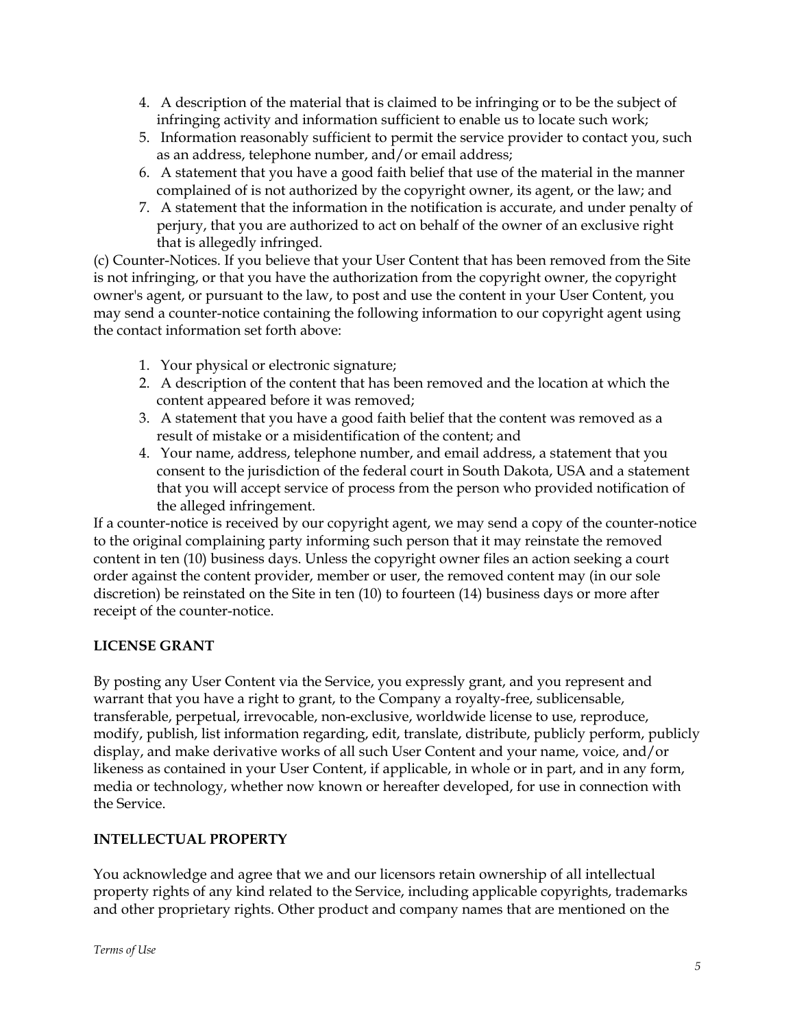4. A description of the material that is claimed to be infringing or to be the subject of infringing activity and information sufficient to enable us to locate such work;
5. Information reasonably sufficient to permit the service provider to contact you, such as an address, telephone number, and/or email address;
6. A statement that you have a good faith belief that use of the material in the manner complained of is not authorized by the copyright owner, its agent, or the law; and
7. A statement that the information in the notification is accurate, and under penalty of perjury, that you are authorized to act on behalf of the owner of an exclusive right that is allegedly infringed.

(c) Counter-Notices. If you believe that your User Content that has been removed from the Site is not infringing, or that you have the authorization from the copyright owner, the copyright owner's agent, or pursuant to the law, to post and use the content in your User Content, you may send a counter-notice containing the following information to our copyright agent using the contact information set forth above:

1. Your physical or electronic signature;
2. A description of the content that has been removed and the location at which the content appeared before it was removed;
3. A statement that you have a good faith belief that the content was removed as a result of mistake or a misidentification of the content; and
4. Your name, address, telephone number, and email address, a statement that you consent to the jurisdiction of the federal court in South Dakota, USA and a statement that you will accept service of process from the person who provided notification of the alleged infringement.

If a counter-notice is received by our copyright agent, we may send a copy of the counter-notice to the original complaining party informing such person that it may reinstate the removed content in ten (10) business days. Unless the copyright owner files an action seeking a court order against the content provider, member or user, the removed content may (in our sole discretion) be reinstated on the Site in ten (10) to fourteen (14) business days or more after receipt of the counter-notice.

**LICENSE GRANT**

By posting any User Content via the Service, you expressly grant, and you represent and warrant that you have a right to grant, to the Company a royalty-free, sublicensable, transferable, perpetual, irrevocable, non-exclusive, worldwide license to use, reproduce, modify, publish, list information regarding, edit, translate, distribute, publicly perform, publicly display, and make derivative works of all such User Content and your name, voice, and/or likeness as contained in your User Content, if applicable, in whole or in part, and in any form, media or technology, whether now known or hereafter developed, for use in connection with the Service.

**INTELLECTUAL PROPERTY**

You acknowledge and agree that we and our licensors retain ownership of all intellectual property rights of any kind related to the Service, including applicable copyrights, trademarks and other proprietary rights. Other product and company names that are mentioned on the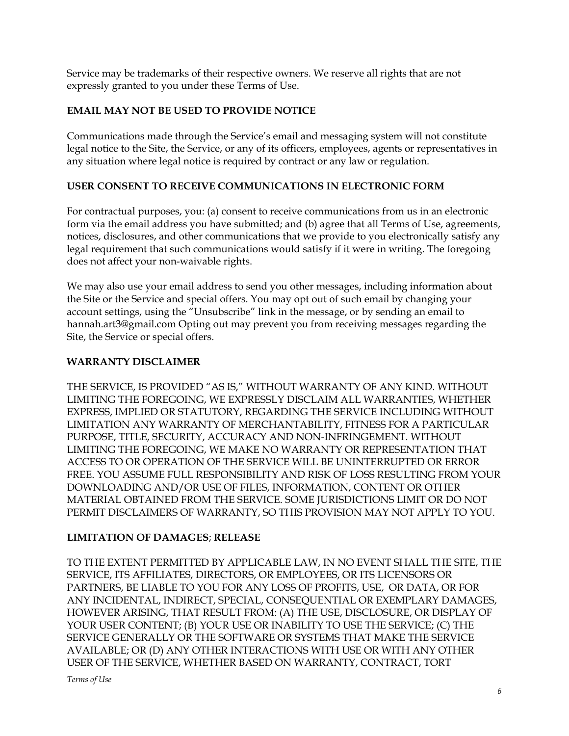Service may be trademarks of their respective owners. We reserve all rights that are not expressly granted to you under these Terms of Use.

**EMAIL MAY NOT BE USED TO PROVIDE NOTICE**

Communications made through the Service's email and messaging system will not constitute legal notice to the Site, the Service, or any of its officers, employees, agents or representatives in any situation where legal notice is required by contract or any law or regulation.

**USER CONSENT TO RECEIVE COMMUNICATIONS IN ELECTRONIC FORM**

For contractual purposes, you: (a) consent to receive communications from us in an electronic form via the email address you have submitted; and (b) agree that all Terms of Use, agreements, notices, disclosures, and other communications that we provide to you electronically satisfy any legal requirement that such communications would satisfy if it were in writing. The foregoing does not affect your non-waivable rights.

We may also use your email address to send you other messages, including information about the Site or the Service and special offers. You may opt out of such email by changing your account settings, using the "Unsubscribe" link in the message, or by sending an email to hannah.art3@gmail.com Opting out may prevent you from receiving messages regarding the Site, the Service or special offers.

**WARRANTY DISCLAIMER**

THE SERVICE, IS PROVIDED "AS IS," WITHOUT WARRANTY OF ANY KIND. WITHOUT LIMITING THE FOREGOING, WE EXPRESSLY DISCLAIM ALL WARRANTIES, WHETHER EXPRESS, IMPLIED OR STATUTORY, REGARDING THE SERVICE INCLUDING WITHOUT LIMITATION ANY WARRANTY OF MERCHANTABILITY, FITNESS FOR A PARTICULAR PURPOSE, TITLE, SECURITY, ACCURACY AND NON-INFRINGEMENT. WITHOUT LIMITING THE FOREGOING, WE MAKE NO WARRANTY OR REPRESENTATION THAT ACCESS TO OR OPERATION OF THE SERVICE WILL BE UNINTERRUPTED OR ERROR FREE. YOU ASSUME FULL RESPONSIBILITY AND RISK OF LOSS RESULTING FROM YOUR DOWNLOADING AND/OR USE OF FILES, INFORMATION, CONTENT OR OTHER MATERIAL OBTAINED FROM THE SERVICE. SOME JURISDICTIONS LIMIT OR DO NOT PERMIT DISCLAIMERS OF WARRANTY, SO THIS PROVISION MAY NOT APPLY TO YOU.

**LIMITATION OF DAMAGES; RELEASE**

TO THE EXTENT PERMITTED BY APPLICABLE LAW, IN NO EVENT SHALL THE SITE, THE SERVICE, ITS AFFILIATES, DIRECTORS, OR EMPLOYEES, OR ITS LICENSORS OR PARTNERS, BE LIABLE TO YOU FOR ANY LOSS OF PROFITS, USE, OR DATA, OR FOR ANY INCIDENTAL, INDIRECT, SPECIAL, CONSEQUENTIAL OR EXEMPLARY DAMAGES, HOWEVER ARISING, THAT RESULT FROM: (A) THE USE, DISCLOSURE, OR DISPLAY OF YOUR USER CONTENT; (B) YOUR USE OR INABILITY TO USE THE SERVICE; (C) THE SERVICE GENERALLY OR THE SOFTWARE OR SYSTEMS THAT MAKE THE SERVICE AVAILABLE; OR (D) ANY OTHER INTERACTIONS WITH USE OR WITH ANY OTHER USER OF THE SERVICE, WHETHER BASED ON WARRANTY, CONTRACT, TORT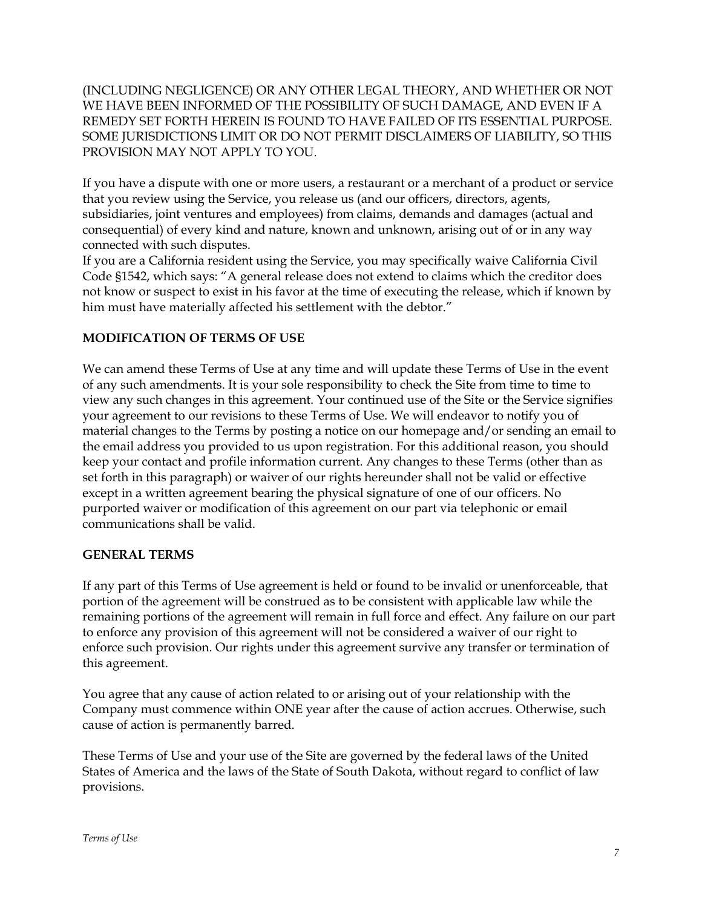(INCLUDING NEGLIGENCE) OR ANY OTHER LEGAL THEORY, AND WHETHER OR NOT WE HAVE BEEN INFORMED OF THE POSSIBILITY OF SUCH DAMAGE, AND EVEN IF A REMEDY SET FORTH HEREIN IS FOUND TO HAVE FAILED OF ITS ESSENTIAL PURPOSE. SOME JURISDICTIONS LIMIT OR DO NOT PERMIT DISCLAIMERS OF LIABILITY, SO THIS PROVISION MAY NOT APPLY TO YOU.

If you have a dispute with one or more users, a restaurant or a merchant of a product or service that you review using the Service, you release us (and our officers, directors, agents, subsidiaries, joint ventures and employees) from claims, demands and damages (actual and consequential) of every kind and nature, known and unknown, arising out of or in any way connected with such disputes.
If you are a California resident using the Service, you may specifically waive California Civil Code §1542, which says: "A general release does not extend to claims which the creditor does not know or suspect to exist in his favor at the time of executing the release, which if known by him must have materially affected his settlement with the debtor."

**MODIFICATION OF TERMS OF USE**

We can amend these Terms of Use at any time and will update these Terms of Use in the event of any such amendments. It is your sole responsibility to check the Site from time to time to view any such changes in this agreement. Your continued use of the Site or the Service signifies your agreement to our revisions to these Terms of Use. We will endeavor to notify you of material changes to the Terms by posting a notice on our homepage and/or sending an email to the email address you provided to us upon registration. For this additional reason, you should keep your contact and profile information current. Any changes to these Terms (other than as set forth in this paragraph) or waiver of our rights hereunder shall not be valid or effective except in a written agreement bearing the physical signature of one of our officers. No purported waiver or modification of this agreement on our part via telephonic or email communications shall be valid.

**GENERAL TERMS**

If any part of this Terms of Use agreement is held or found to be invalid or unenforceable, that portion of the agreement will be construed as to be consistent with applicable law while the remaining portions of the agreement will remain in full force and effect. Any failure on our part to enforce any provision of this agreement will not be considered a waiver of our right to enforce such provision. Our rights under this agreement survive any transfer or termination of this agreement.

You agree that any cause of action related to or arising out of your relationship with the Company must commence within ONE year after the cause of action accrues. Otherwise, such cause of action is permanently barred.

These Terms of Use and your use of the Site are governed by the federal laws of the United States of America and the laws of the State of South Dakota, without regard to conflict of law provisions.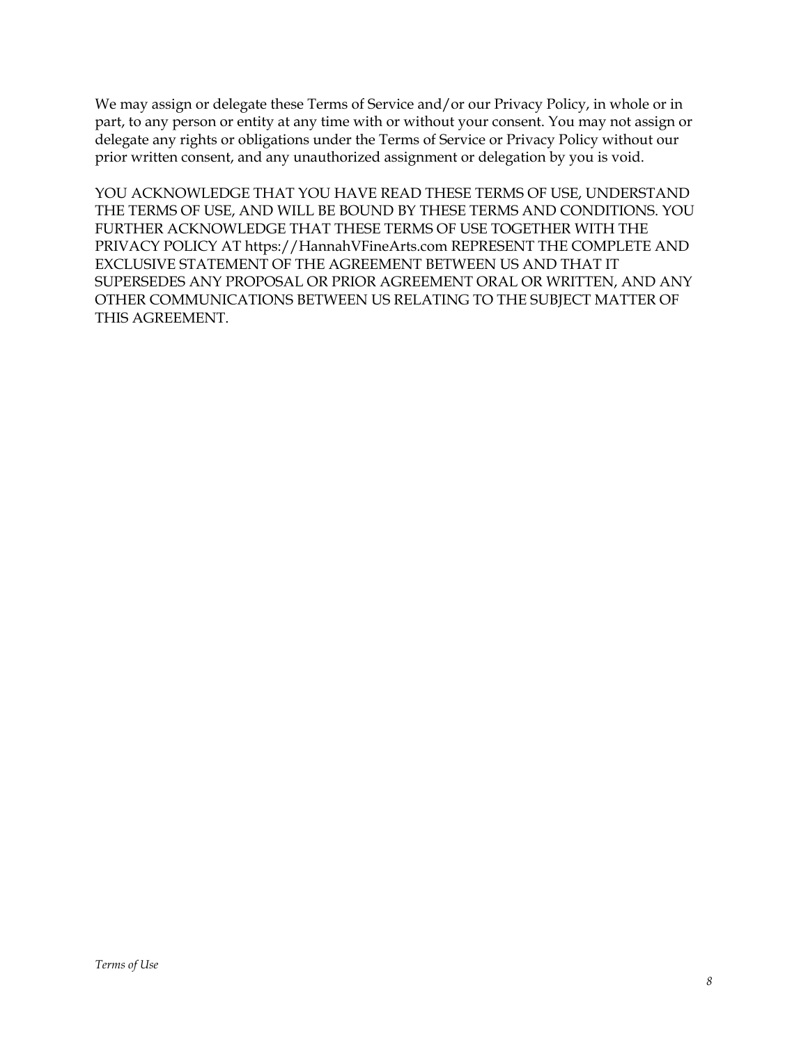We may assign or delegate these Terms of Service and/or our Privacy Policy, in whole or in part, to any person or entity at any time with or without your consent. You may not assign or delegate any rights or obligations under the Terms of Service or Privacy Policy without our prior written consent, and any unauthorized assignment or delegation by you is void.

YOU ACKNOWLEDGE THAT YOU HAVE READ THESE TERMS OF USE, UNDERSTAND THE TERMS OF USE, AND WILL BE BOUND BY THESE TERMS AND CONDITIONS. YOU FURTHER ACKNOWLEDGE THAT THESE TERMS OF USE TOGETHER WITH THE PRIVACY POLICY AT https://HannahVFineArts.com REPRESENT THE COMPLETE AND EXCLUSIVE STATEMENT OF THE AGREEMENT BETWEEN US AND THAT IT SUPERSEDES ANY PROPOSAL OR PRIOR AGREEMENT ORAL OR WRITTEN, AND ANY OTHER COMMUNICATIONS BETWEEN US RELATING TO THE SUBJECT MATTER OF THIS AGREEMENT.